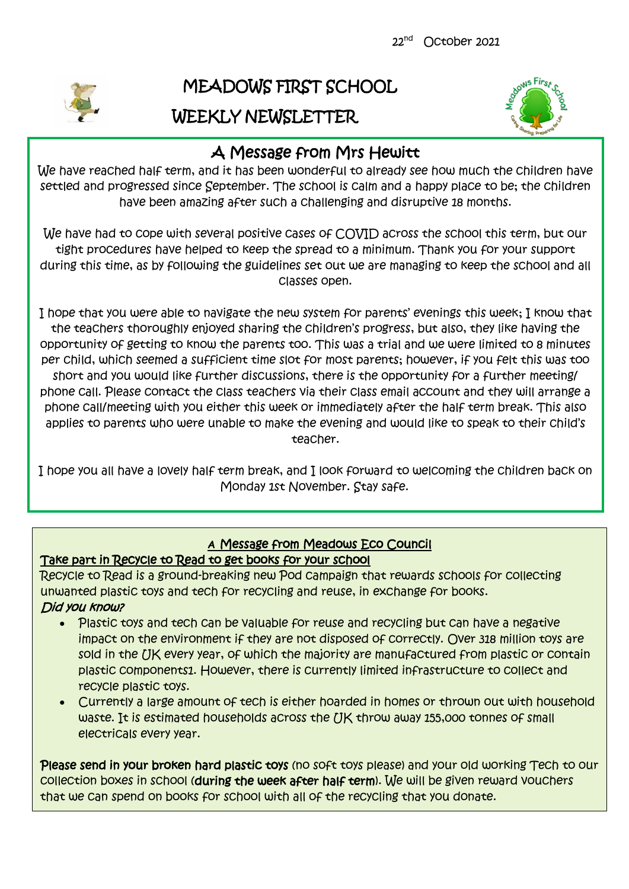22nd October 2021

# MEADOWS FIRST SCHOOL
# WEEKLY NEWSLETTER

## A Message from Mrs Hewitt

We have reached half term, and it has been wonderful to already see how much the children have settled and progressed since September. The school is calm and a happy place to be; the children have been amazing after such a challenging and disruptive 18 months.

We have had to cope with several positive cases of COVID across the school this term, but our tight procedures have helped to keep the spread to a minimum. Thank you for your support during this time, as by following the guidelines set out we are managing to keep the school and all classes open.

I hope that you were able to navigate the new system for parents' evenings this week; I know that the teachers thoroughly enjoyed sharing the children's progress, but also, they like having the opportunity of getting to know the parents too. This was a trial and we were limited to 8 minutes per child, which seemed a sufficient time slot for most parents; however, if you felt this was too short and you would like further discussions, there is the opportunity for a further meeting/ phone call. Please contact the class teachers via their class email account and they will arrange a phone call/meeting with you either this week or immediately after the half term break. This also applies to parents who were unable to make the evening and would like to speak to their child's teacher.

I hope you all have a lovely half term break, and I look forward to welcoming the children back on Monday 1st November. Stay safe.

## A Message from Meadows Eco Council

**Take part in Recycle to Read to get books for your school**

Recycle to Read is a ground-breaking new Pod campaign that rewards schools for collecting unwanted plastic toys and tech for recycling and reuse, in exchange for books.

*Did you know?*

- Plastic toys and tech can be valuable for reuse and recycling but can have a negative impact on the environment if they are not disposed of correctly. Over 318 million toys are sold in the UK every year, of which the majority are manufactured from plastic or contain plastic components1. However, there is currently limited infrastructure to collect and recycle plastic toys.
- Currently a large amount of tech is either hoarded in homes or thrown out with household waste. It is estimated households across the UK throw away 155,000 tonnes of small electricals every year.

**Please send in your broken hard plastic toys** (no soft toys please) and your old working Tech to our collection boxes in school (**during the week after half term**). We will be given reward vouchers that we can spend on books for school with all of the recycling that you donate.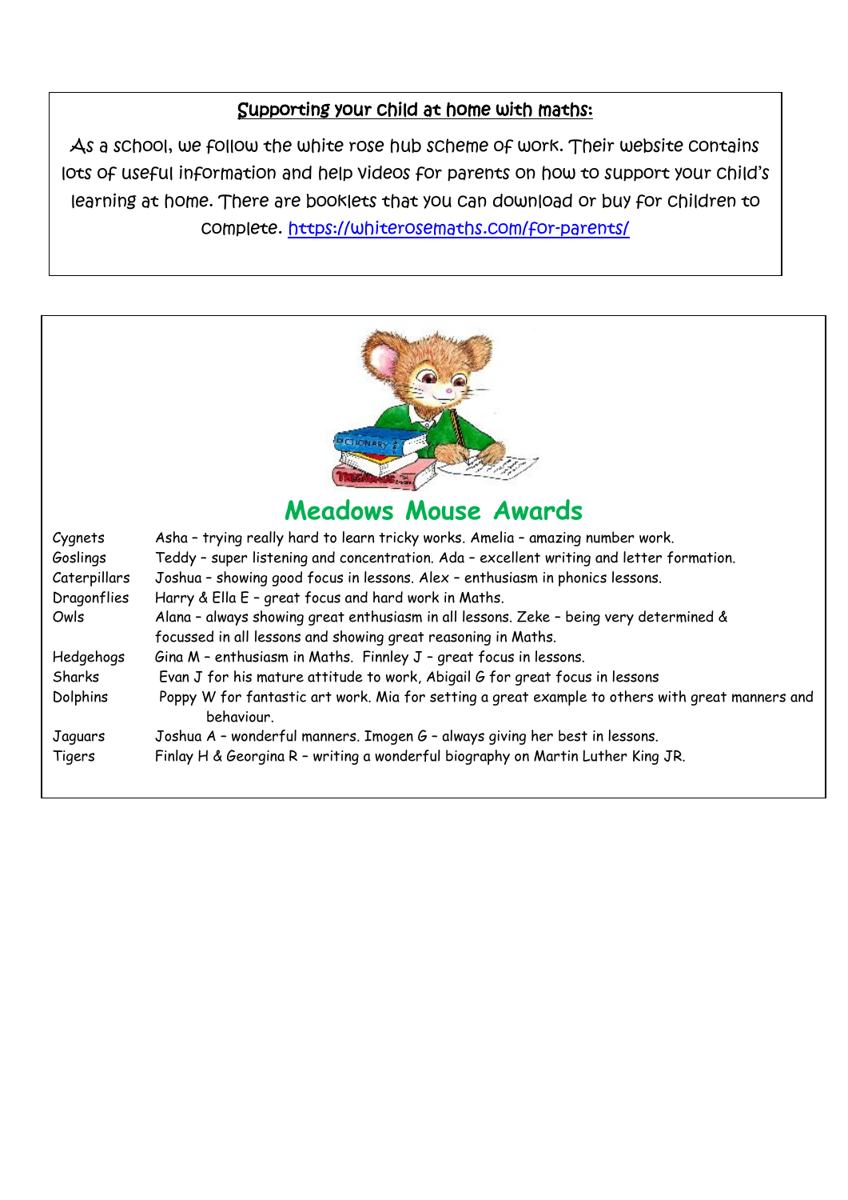## Supporting your child at home with maths:

As a school, we follow the white rose hub scheme of work. Their website contains lots of useful information and help videos for parents on how to support your child's learning at home. There are booklets that you can download or buy for children to complete. https://whiterosemaths.com/for-parents/

## Meadows Mouse Awards

| | |
|---|---|
| Cygnets | Asha – trying really hard to learn tricky works. Amelia – amazing number work. |
| Goslings | Teddy – super listening and concentration. Ada – excellent writing and letter formation. |
| Caterpillars | Joshua – showing good focus in lessons. Alex – enthusiasm in phonics lessons. |
| Dragonflies | Harry & Ella E – great focus and hard work in Maths. |
| Owls | Alana – always showing great enthusiasm in all lessons. Zeke – being very determined & focussed in all lessons and showing great reasoning in Maths. |
| Hedgehogs | Gina M – enthusiasm in Maths. Finnley J – great focus in lessons. |
| Sharks | Evan J for his mature attitude to work, Abigail G for great focus in lessons |
| Dolphins | Poppy W for fantastic art work. Mia for setting a great example to others with great manners and behaviour. |
| Jaguars | Joshua A – wonderful manners. Imogen G – always giving her best in lessons. |
| Tigers | Finlay H & Georgina R – writing a wonderful biography on Martin Luther King JR. |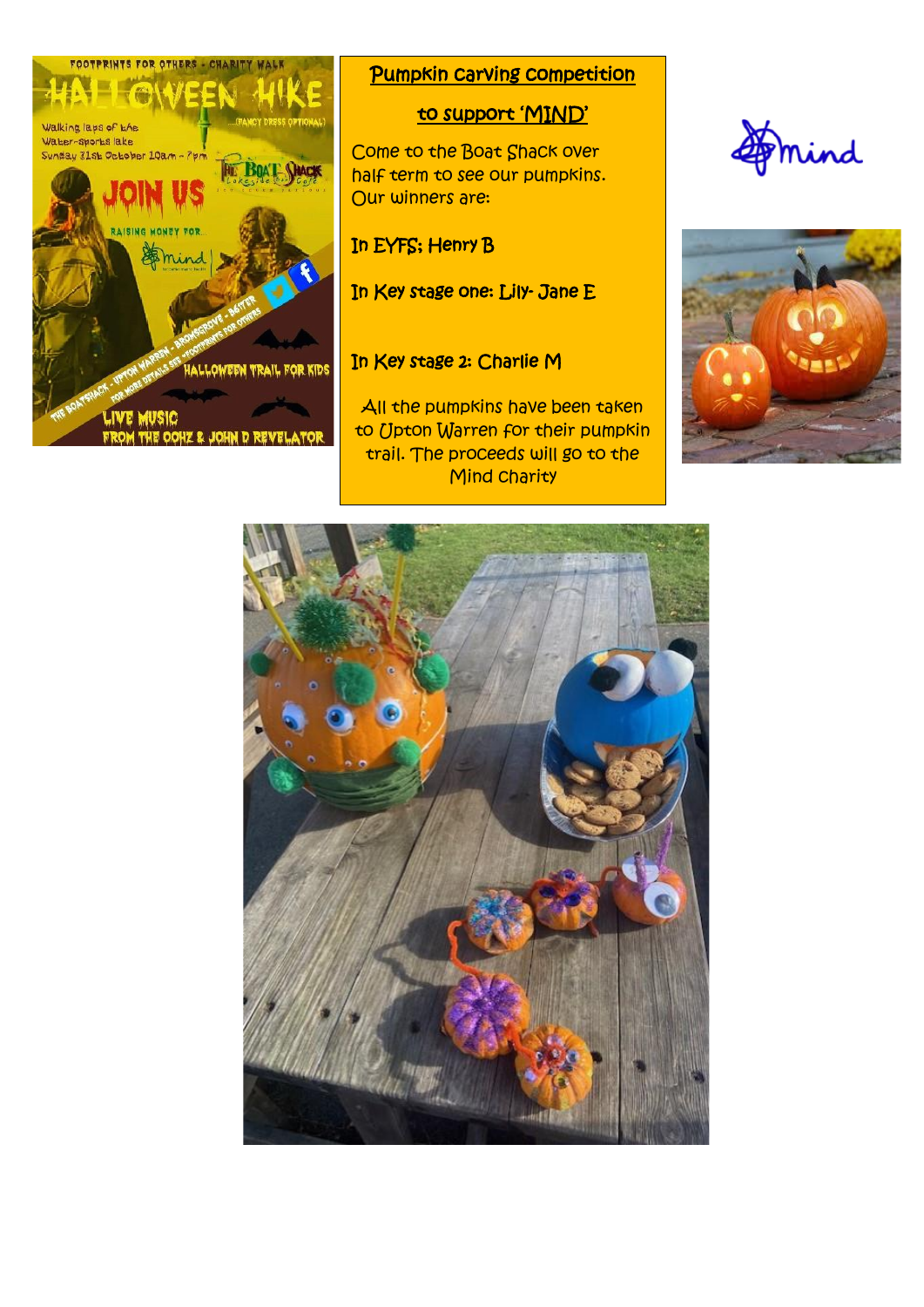## Pumpkin carving competition

## to support 'MIND'

Come to the Boat Shack over half term to see our pumpkins. Our winners are:

In EYFS: Henry B

In Key stage one: Lily- Jane E

In Key stage 2: Charlie M

All the pumpkins have been taken to Upton Warren for their pumpkin trail. The proceeds will go to the Mind charity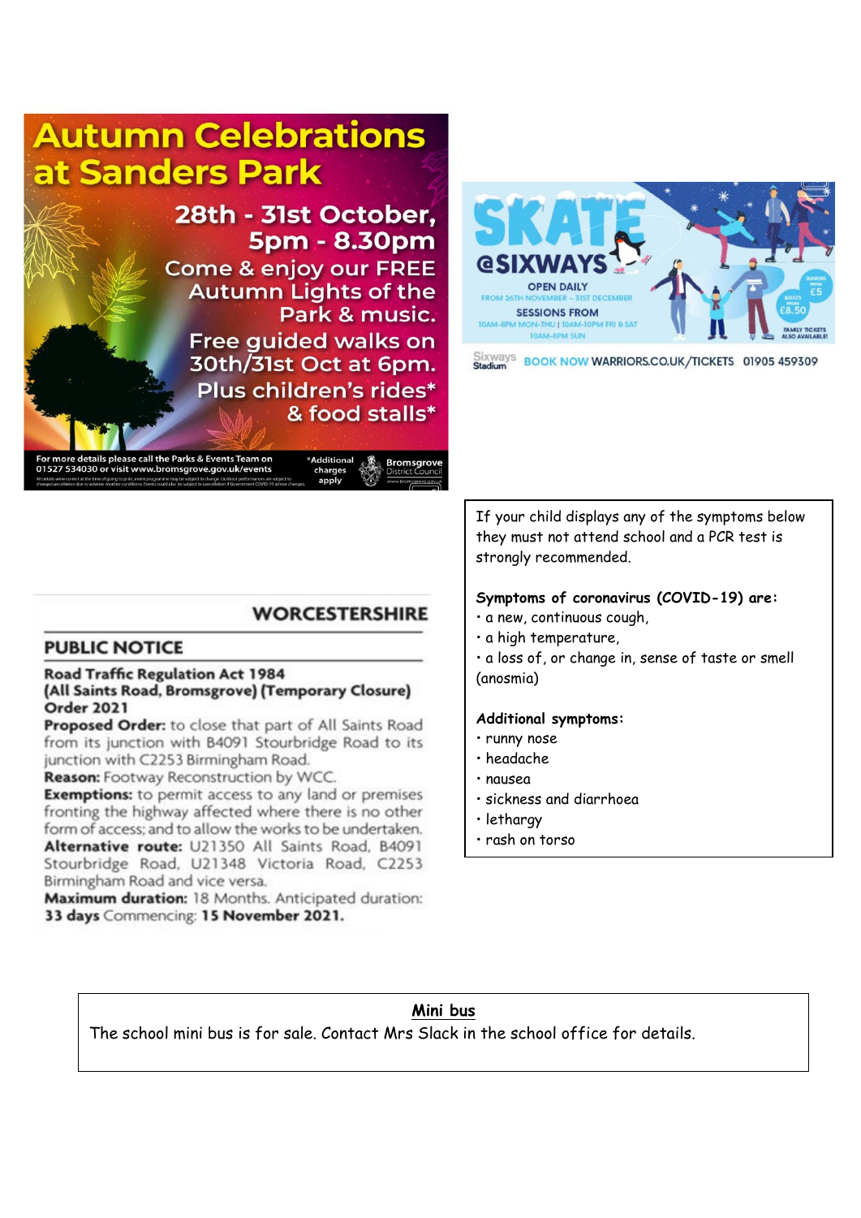# Autumn Celebrations at Sanders Park

**28th - 31st October, 5pm - 8.30pm**

Come & enjoy our FREE Autumn Lights of the Park & music.

Free guided walks on 30th/31st Oct at 6pm.

Plus children's rides* & food stalls*

For more details please call the Parks & Events Team on 01527 534030 or visit www.bromsgrove.gov.uk/events

*Additional charges apply

Bromsgrove District Council

# SKATE @SIXWAYS

OPEN DAILY

FROM 26TH NOVEMBER – 31ST DECEMBER

SESSIONS FROM

10AM-8PM MON-THU | 10AM-10PM FRI & SAT

10AM-8PM SUN

JUNIORS FROM £5

ADULTS FROM £8.50

FAMILY TICKETS ALSO AVAILABLE!

Sixways Stadium **BOOK NOW** WARRIORS.CO.UK/TICKETS 01905 459309

---

If your child displays any of the symptoms below they must not attend school and a PCR test is strongly recommended.

**Symptoms of coronavirus (COVID-19) are:**

- a new, continuous cough,
- a high temperature,
- a loss of, or change in, sense of taste or smell (anosmia)

**Additional symptoms:**

- runny nose
- headache
- nausea
- sickness and diarrhoea
- lethargy
- rash on torso

---

## WORCESTERSHIRE

### PUBLIC NOTICE

**Road Traffic Regulation Act 1984**
**(All Saints Road, Bromsgrove) (Temporary Closure) Order 2021**

**Proposed Order:** to close that part of All Saints Road from its junction with B4091 Stourbridge Road to its junction with C2253 Birmingham Road.

**Reason:** Footway Reconstruction by WCC.

**Exemptions:** to permit access to any land or premises fronting the highway affected where there is no other form of access; and to allow the works to be undertaken.

**Alternative route:** U21350 All Saints Road, B4091 Stourbridge Road, U21348 Victoria Road, C2253 Birmingham Road and vice versa.

**Maximum duration:** 18 Months. Anticipated duration: **33 days** Commencing: **15 November 2021.**

---

**Mini bus**

The school mini bus is for sale. Contact Mrs Slack in the school office for details.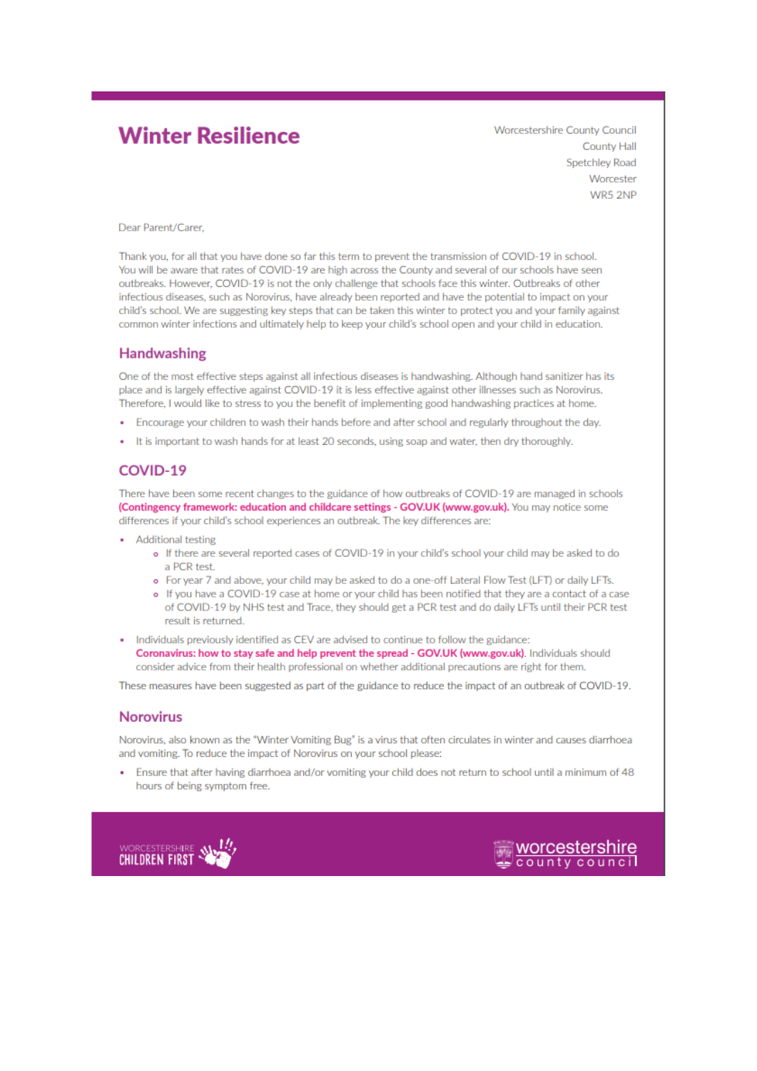# Winter Resilience

Worcestershire County Council
County Hall
Spetchley Road
Worcester
WR5 2NP

Dear Parent/Carer,

Thank you, for all that you have done so far this term to prevent the transmission of COVID-19 in school. You will be aware that rates of COVID-19 are high across the County and several of our schools have seen outbreaks. However, COVID-19 is not the only challenge that schools face this winter. Outbreaks of other infectious diseases, such as Norovirus, have already been reported and have the potential to impact on your child's school. We are suggesting key steps that can be taken this winter to protect you and your family against common winter infections and ultimately help to keep your child's school open and your child in education.

## Handwashing

One of the most effective steps against all infectious diseases is handwashing. Although hand sanitizer has its place and is largely effective against COVID-19 it is less effective against other illnesses such as Norovirus. Therefore, I would like to stress to you the benefit of implementing good handwashing practices at home.

- Encourage your children to wash their hands before and after school and regularly throughout the day.
- It is important to wash hands for at least 20 seconds, using soap and water, then dry thoroughly.

## COVID-19

There have been some recent changes to the guidance of how outbreaks of COVID-19 are managed in schools **(Contingency framework: education and childcare settings - GOV.UK (www.gov.uk).** You may notice some differences if your child's school experiences an outbreak. The key differences are:

- Additional testing
    - If there are several reported cases of COVID-19 in your child's school your child may be asked to do a PCR test.
    - For year 7 and above, your child may be asked to do a one-off Lateral Flow Test (LFT) or daily LFTs.
    - If you have a COVID-19 case at home or your child has been notified that they are a contact of a case of COVID-19 by NHS test and Trace, they should get a PCR test and do daily LFTs until their PCR test result is returned.
- Individuals previously identified as CEV are advised to continue to follow the guidance: **Coronavirus: how to stay safe and help prevent the spread - GOV.UK (www.gov.uk).** Individuals should consider advice from their health professional on whether additional precautions are right for them.

These measures have been suggested as part of the guidance to reduce the impact of an outbreak of COVID-19.

## Norovirus

Norovirus, also known as the "Winter Vomiting Bug" is a virus that often circulates in winter and causes diarrhoea and vomiting. To reduce the impact of Norovirus on your school please:

- Ensure that after having diarrhoea and/or vomiting your child does not return to school until a minimum of 48 hours of being symptom free.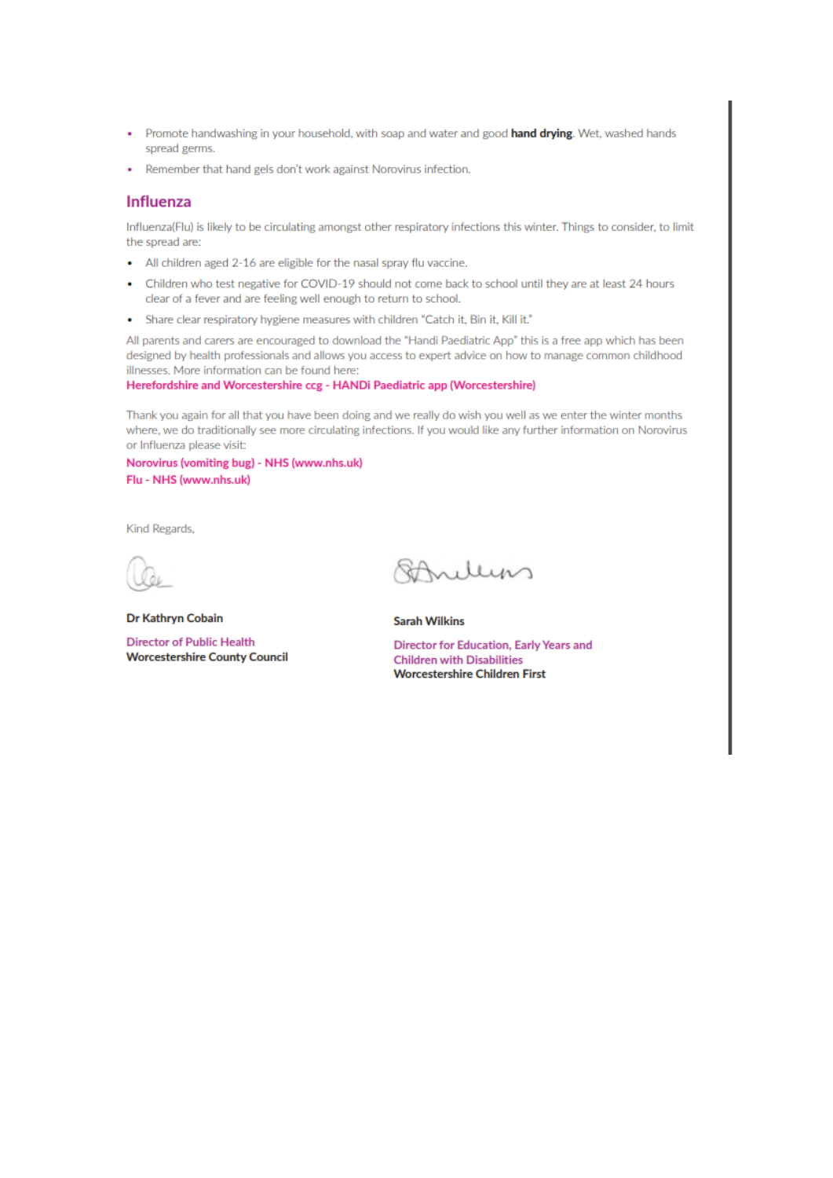- Promote handwashing in your household, with soap and water and good **hand drying**. Wet, washed hands spread germs.
- Remember that hand gels don't work against Norovirus infection.

## Influenza

Influenza(Flu) is likely to be circulating amongst other respiratory infections this winter. Things to consider, to limit the spread are:

- All children aged 2-16 are eligible for the nasal spray flu vaccine.
- Children who test negative for COVID-19 should not come back to school until they are at least 24 hours clear of a fever and are feeling well enough to return to school.
- Share clear respiratory hygiene measures with children "Catch it, Bin it, Kill it."

All parents and carers are encouraged to download the "Handi Paediatric App" this is a free app which has been designed by health professionals and allows you access to expert advice on how to manage common childhood illnesses. More information can be found here:
**Herefordshire and Worcestershire ccg - HANDi Paediatric app (Worcestershire)**

Thank you again for all that you have been doing and we really do wish you well as we enter the winter months where, we do traditionally see more circulating infections. If you would like any further information on Norovirus or Influenza please visit:

**Norovirus (vomiting bug) - NHS (www.nhs.uk)**
**Flu - NHS (www.nhs.uk)**

Kind Regards,

**Dr Kathryn Cobain**
Director of Public Health
**Worcestershire County Council**

**Sarah Wilkins**
Director for Education, Early Years and Children with Disabilities
**Worcestershire Children First**